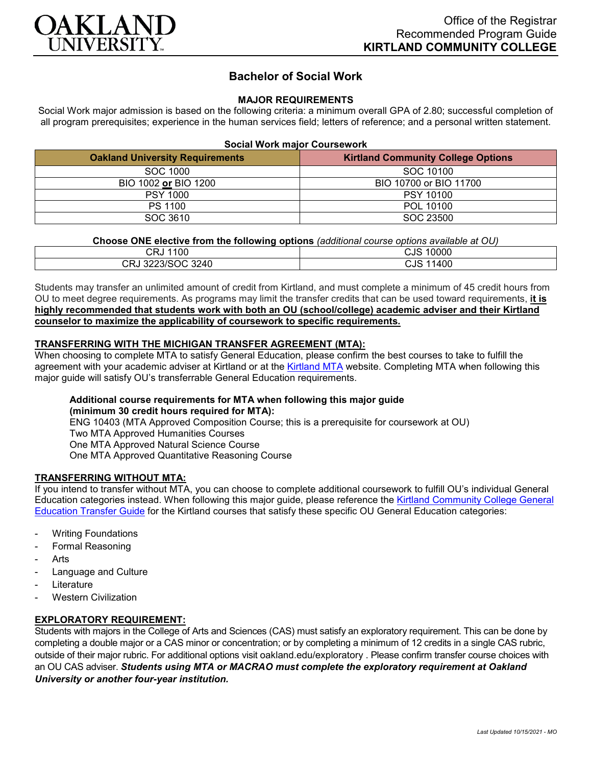OAKLAND UNIVERSITY

Office of the Registrar
Recommended Program Guide
**KIRTLAND COMMUNITY COLLEGE**

# Bachelor of Social Work

## MAJOR REQUIREMENTS

Social Work major admission is based on the following criteria: a minimum overall GPA of 2.80; successful completion of all program prerequisites; experience in the human services field; letters of reference; and a personal written statement.

**Social Work major Coursework**

| Oakland University Requirements | Kirtland Community College Options |
|---|---|
| SOC 1000 | SOC 10100 |
| BIO 1002 **or** BIO 1200 | BIO 10700 or BIO 11700 |
| PSY 1000 | PSY 10100 |
| PS 1100 | POL 10100 |
| SOC 3610 | SOC 23500 |

**Choose ONE elective from the following options** *(additional course options available at OU)*

| | |
|---|---|
| CRJ 1100 | CJS 10000 |
| CRJ 3223/SOC 3240 | CJS 11400 |

Students may transfer an unlimited amount of credit from Kirtland, and must complete a minimum of 45 credit hours from OU to meet degree requirements. As programs may limit the transfer credits that can be used toward requirements, **it is highly recommended that students work with both an OU (school/college) academic adviser and their Kirtland counselor to maximize the applicability of coursework to specific requirements.**

### TRANSFERRING WITH THE MICHIGAN TRANSFER AGREEMENT (MTA):

When choosing to complete MTA to satisfy General Education, please confirm the best courses to take to fulfill the agreement with your academic adviser at Kirtland or at the Kirtland MTA website. Completing MTA when following this major guide will satisfy OU's transferrable General Education requirements.

**Additional course requirements for MTA when following this major guide (minimum 30 credit hours required for MTA):**
ENG 10403 (MTA Approved Composition Course; this is a prerequisite for coursework at OU)
Two MTA Approved Humanities Courses
One MTA Approved Natural Science Course
One MTA Approved Quantitative Reasoning Course

### TRANSFERRING WITHOUT MTA:

If you intend to transfer without MTA, you can choose to complete additional coursework to fulfill OU's individual General Education categories instead. When following this major guide, please reference the Kirtland Community College General Education Transfer Guide for the Kirtland courses that satisfy these specific OU General Education categories:

- Writing Foundations
- Formal Reasoning
- Arts
- Language and Culture
- Literature
- Western Civilization

### EXPLORATORY REQUIREMENT:

Students with majors in the College of Arts and Sciences (CAS) must satisfy an exploratory requirement. This can be done by completing a double major or a CAS minor or concentration; or by completing a minimum of 12 credits in a single CAS rubric, outside of their major rubric. For additional options visit oakland.edu/exploratory . Please confirm transfer course choices with an OU CAS adviser. ***Students using MTA or MACRAO must complete the exploratory requirement at Oakland University or another four-year institution.***

*Last Updated 10/15/2021 - MO*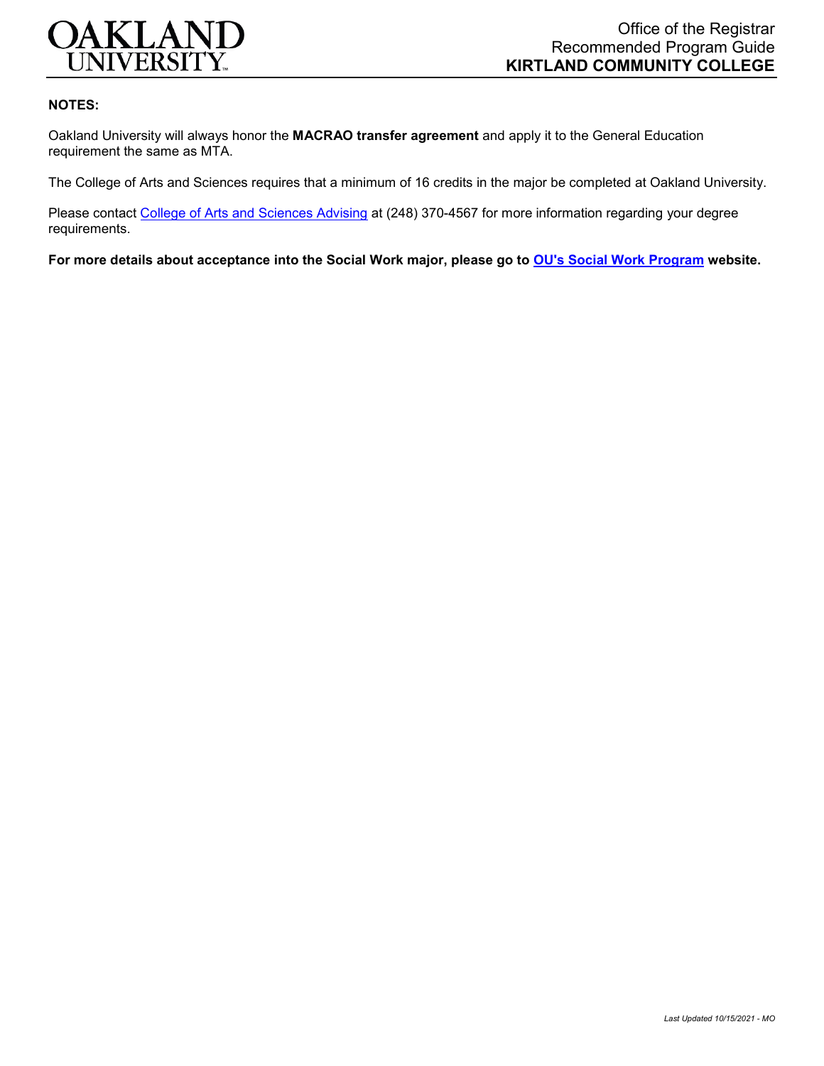**NOTES:**

Oakland University will always honor the **MACRAO transfer agreement** and apply it to the General Education requirement the same as MTA.

The College of Arts and Sciences requires that a minimum of 16 credits in the major be completed at Oakland University.

Please contact College of Arts and Sciences Advising at (248) 370-4567 for more information regarding your degree requirements.

**For more details about acceptance into the Social Work major, please go to OU's Social Work Program website.**

*Last Updated 10/15/2021 - MO*